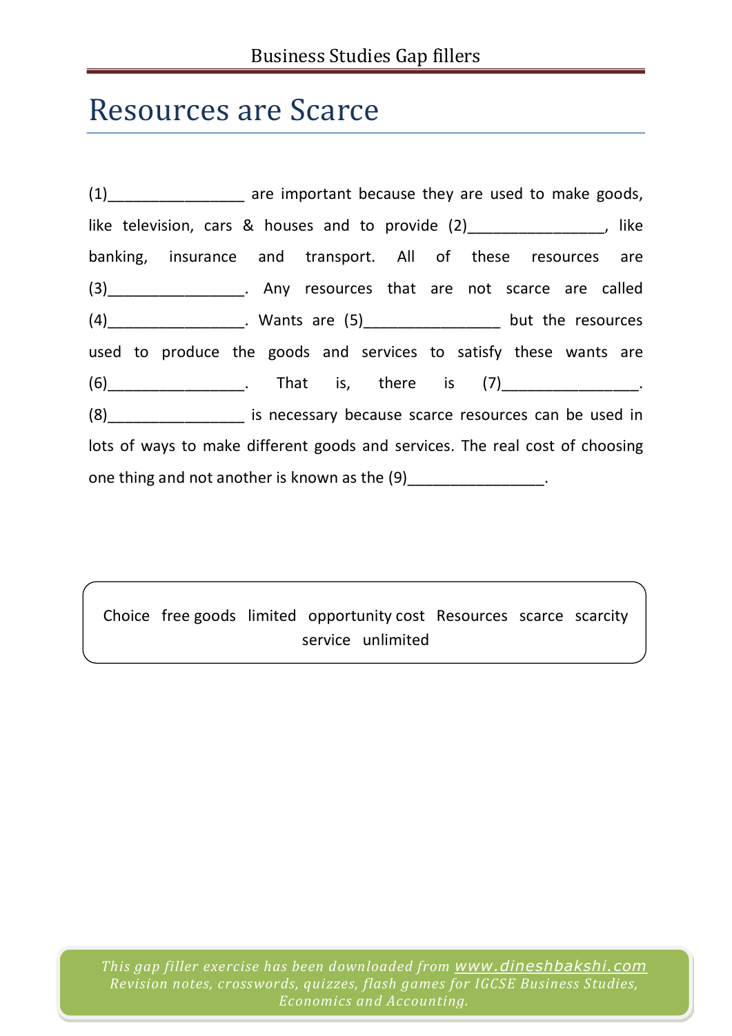# Resources are Scarce

(1)________________ are important because they are used to make goods, like television, cars & houses and to provide (2)________________, like banking, insurance and transport. All of these resources are (3)________________. Any resources that are not scarce are called (4)________________. Wants are (5)________________ but the resources used to produce the goods and services to satisfy these wants are (6)________________. That is, there is (7)________________. (8)________________ is necessary because scarce resources can be used in lots of ways to make different goods and services. The real cost of choosing one thing and not another is known as the (9)________________.

Choice free goods limited opportunity cost Resources scarce scarcity service unlimited

*This gap filler exercise has been downloaded from www.dineshbakshi.com*
*Revision notes, crosswords, quizzes, flash games for IGCSE Business Studies, Economics and Accounting.*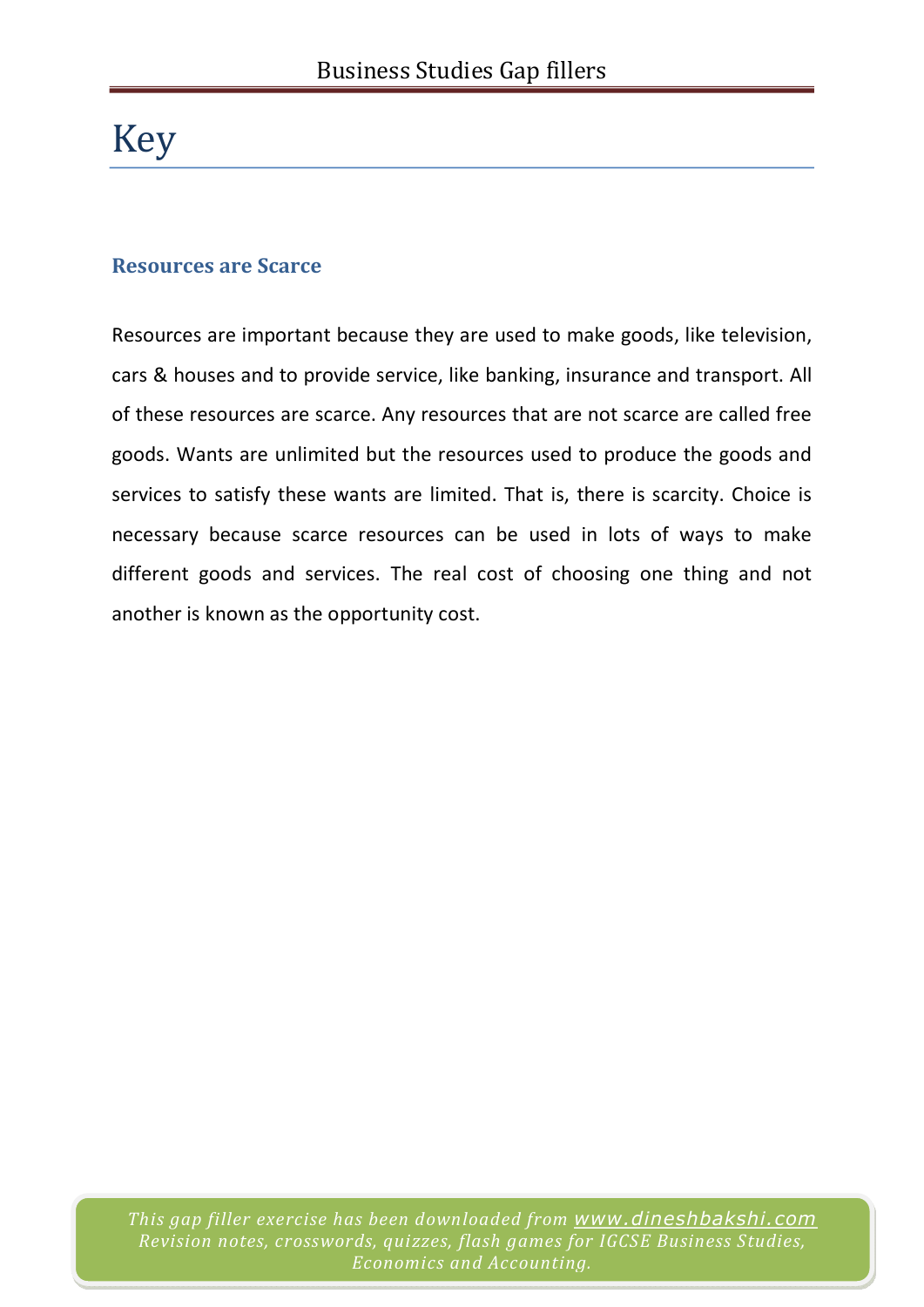# Key

### Resources are Scarce

Resources are important because they are used to make goods, like television, cars & houses and to provide service, like banking, insurance and transport. All of these resources are scarce. Any resources that are not scarce are called free goods. Wants are unlimited but the resources used to produce the goods and services to satisfy these wants are limited. That is, there is scarcity. Choice is necessary because scarce resources can be used in lots of ways to make different goods and services. The real cost of choosing one thing and not another is known as the opportunity cost.

*This gap filler exercise has been downloaded from www.dineshbakshi.com*
*Revision notes, crosswords, quizzes, flash games for IGCSE Business Studies, Economics and Accounting.*